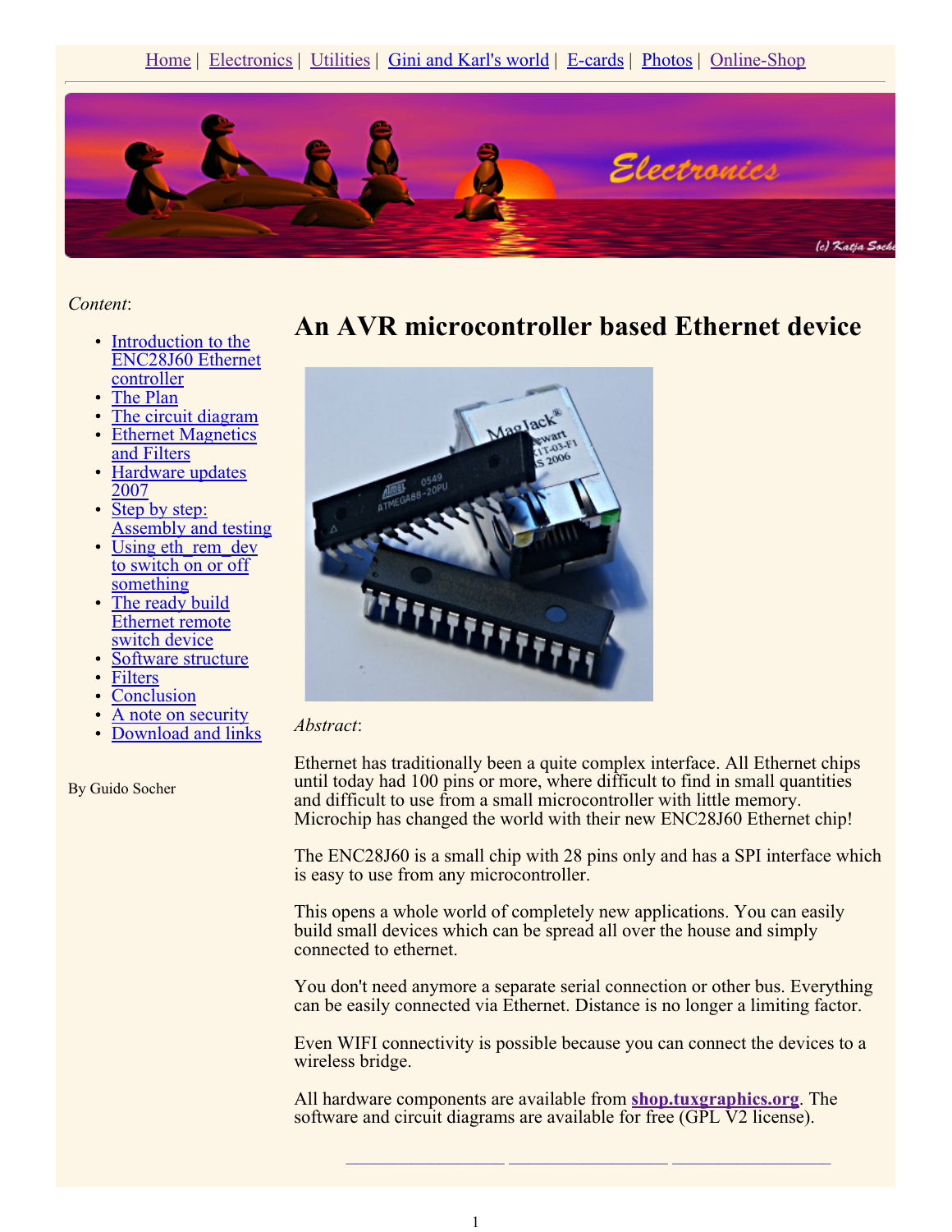Home | Electronics | Utilities | Gini and Karl's world | E-cards | Photos | Online-Shop

*Content*:

- Introduction to the ENC28J60 Ethernet controller
- The Plan
- The circuit diagram
- Ethernet Magnetics and Filters
- Hardware updates 2007
- Step by step: Assembly and testing
- Using eth_rem_dev to switch on or off something
- The ready build Ethernet remote switch device
- Software structure
- Filters
- Conclusion
- A note on security
- Download and links

By Guido Socher

# An AVR microcontroller based Ethernet device

*Abstract*:

Ethernet has traditionally been a quite complex interface. All Ethernet chips until today had 100 pins or more, where difficult to find in small quantities and difficult to use from a small microcontroller with little memory. Microchip has changed the world with their new ENC28J60 Ethernet chip!

The ENC28J60 is a small chip with 28 pins only and has a SPI interface which is easy to use from any microcontroller.

This opens a whole world of completely new applications. You can easily build small devices which can be spread all over the house and simply connected to ethernet.

You don't need anymore a separate serial connection or other bus. Everything can be easily connected via Ethernet. Distance is no longer a limiting factor.

Even WIFI connectivity is possible because you can connect the devices to a wireless bridge.

All hardware components are available from **shop.tuxgraphics.org**. The software and circuit diagrams are available for free (GPL V2 license).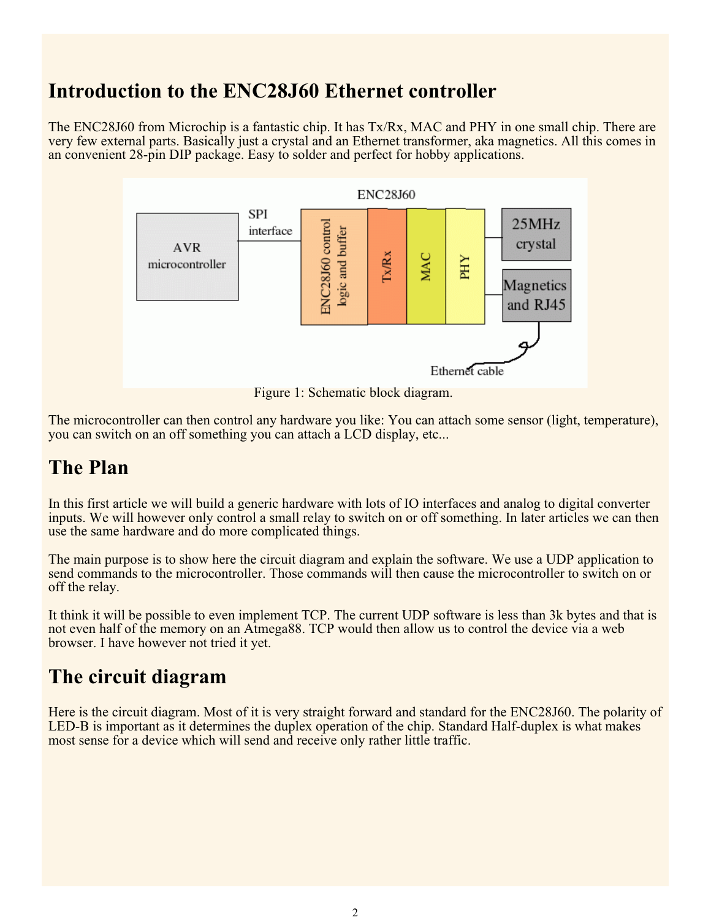# Introduction to the ENC28J60 Ethernet controller

The ENC28J60 from Microchip is a fantastic chip. It has Tx/Rx, MAC and PHY in one small chip. There are very few external parts. Basically just a crystal and an Ethernet transformer, aka magnetics. All this comes in an convenient 28-pin DIP package. Easy to solder and perfect for hobby applications.

Figure 1: Schematic block diagram.

The microcontroller can then control any hardware you like: You can attach some sensor (light, temperature), you can switch on an off something you can attach a LCD display, etc...

## The Plan

In this first article we will build a generic hardware with lots of IO interfaces and analog to digital converter inputs. We will however only control a small relay to switch on or off something. In later articles we can then use the same hardware and do more complicated things.

The main purpose is to show here the circuit diagram and explain the software. We use a UDP application to send commands to the microcontroller. Those commands will then cause the microcontroller to switch on or off the relay.

It think it will be possible to even implement TCP. The current UDP software is less than 3k bytes and that is not even half of the memory on an Atmega88. TCP would then allow us to control the device via a web browser. I have however not tried it yet.

## The circuit diagram

Here is the circuit diagram. Most of it is very straight forward and standard for the ENC28J60. The polarity of LED-B is important as it determines the duplex operation of the chip. Standard Half-duplex is what makes most sense for a device which will send and receive only rather little traffic.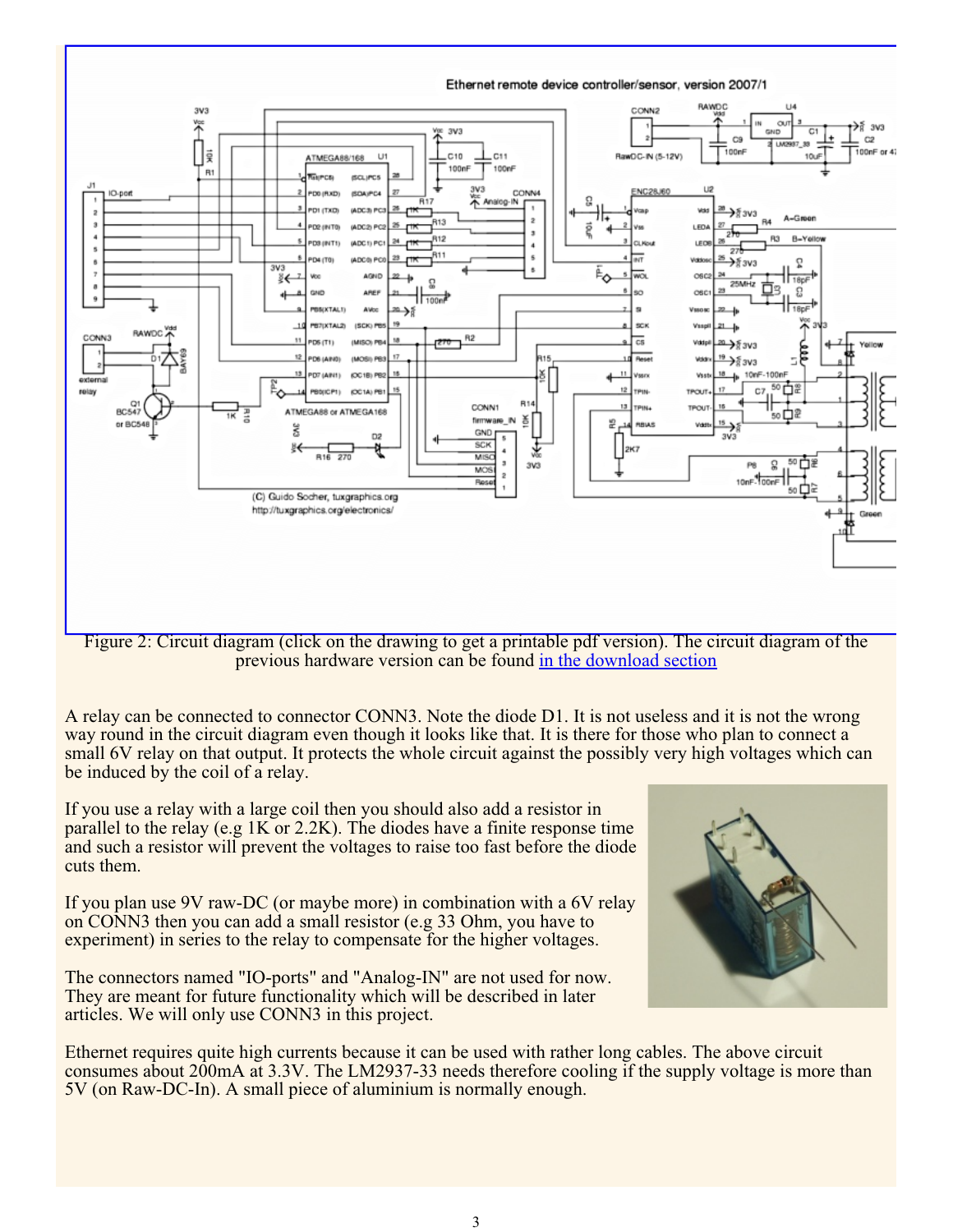Figure 2: Circuit diagram (click on the drawing to get a printable pdf version). The circuit diagram of the previous hardware version can be found [in the download section](#)

A relay can be connected to connector CONN3. Note the diode D1. It is not useless and it is not the wrong way round in the circuit diagram even though it looks like that. It is there for those who plan to connect a small 6V relay on that output. It protects the whole circuit against the possibly very high voltages which can be induced by the coil of a relay.

If you use a relay with a large coil then you should also add a resistor in parallel to the relay (e.g 1K or 2.2K). The diodes have a finite response time and such a resistor will prevent the voltages to raise too fast before the diode cuts them.

If you plan use 9V raw-DC (or maybe more) in combination with a 6V relay on CONN3 then you can add a small resistor (e.g 33 Ohm, you have to experiment) in series to the relay to compensate for the higher voltages.

The connectors named "IO-ports" and "Analog-IN" are not used for now. They are meant for future functionality which will be described in later articles. We will only use CONN3 in this project.

Ethernet requires quite high currents because it can be used with rather long cables. The above circuit consumes about 200mA at 3.3V. The LM2937-33 needs therefore cooling if the supply voltage is more than 5V (on Raw-DC-In). A small piece of aluminium is normally enough.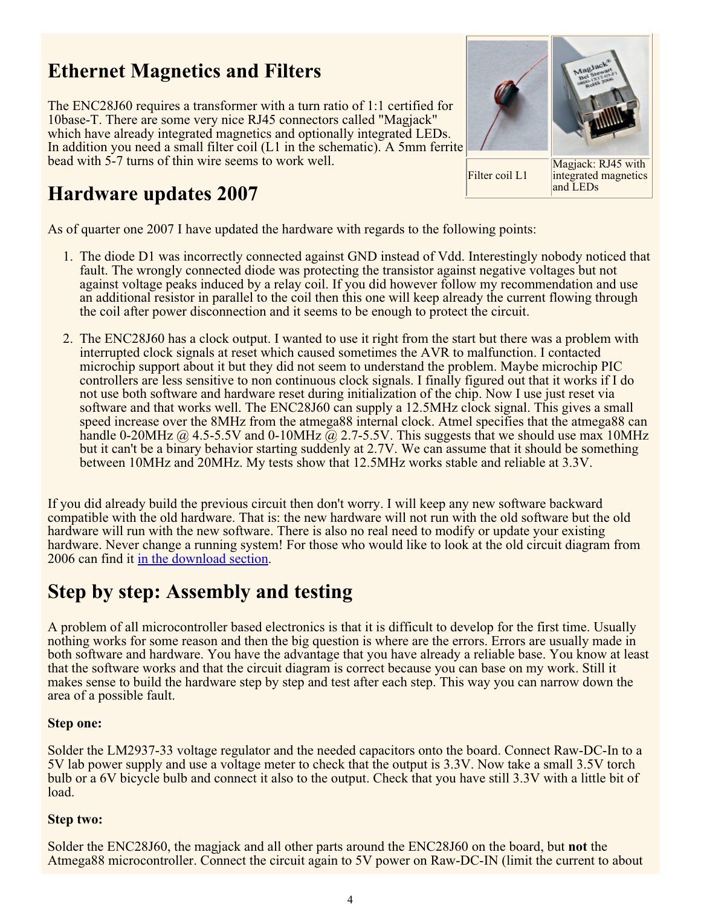## Ethernet Magnetics and Filters

The ENC28J60 requires a transformer with a turn ratio of 1:1 certified for 10base-T. There are some very nice RJ45 connectors called "Magjack" which have already integrated magnetics and optionally integrated LEDs. In addition you need a small filter coil (L1 in the schematic). A 5mm ferrite bead with 5-7 turns of thin wire seems to work well.

| Filter coil L1 | Magjack: RJ45 with integrated magnetics and LEDs |
| --- | --- |

## Hardware updates 2007

As of quarter one 2007 I have updated the hardware with regards to the following points:

1. The diode D1 was incorrectly connected against GND instead of Vdd. Interestingly nobody noticed that fault. The wrongly connected diode was protecting the transistor against negative voltages but not against voltage peaks induced by a relay coil. If you did however follow my recommendation and use an additional resistor in parallel to the coil then this one will keep already the current flowing through the coil after power disconnection and it seems to be enough to protect the circuit.

2. The ENC28J60 has a clock output. I wanted to use it right from the start but there was a problem with interrupted clock signals at reset which caused sometimes the AVR to malfunction. I contacted microchip support about it but they did not seem to understand the problem. Maybe microchip PIC controllers are less sensitive to non continuous clock signals. I finally figured out that it works if I do not use both software and hardware reset during initialization of the chip. Now I use just reset via software and that works well. The ENC28J60 can supply a 12.5MHz clock signal. This gives a small speed increase over the 8MHz from the atmega88 internal clock. Atmel specifies that the atmega88 can handle 0-20MHz @ 4.5-5.5V and 0-10MHz @ 2.7-5.5V. This suggests that we should use max 10MHz but it can't be a binary behavior starting suddenly at 2.7V. We can assume that it should be something between 10MHz and 20MHz. My tests show that 12.5MHz works stable and reliable at 3.3V.

If you did already build the previous circuit then don't worry. I will keep any new software backward compatible with the old hardware. That is: the new hardware will not run with the old software but the old hardware will run with the new software. There is also no real need to modify or update your existing hardware. Never change a running system! For those who would like to look at the old circuit diagram from 2006 can find it in the download section.

## Step by step: Assembly and testing

A problem of all microcontroller based electronics is that it is difficult to develop for the first time. Usually nothing works for some reason and then the big question is where are the errors. Errors are usually made in both software and hardware. You have the advantage that you have already a reliable base. You know at least that the software works and that the circuit diagram is correct because you can base on my work. Still it makes sense to build the hardware step by step and test after each step. This way you can narrow down the area of a possible fault.

**Step one:**

Solder the LM2937-33 voltage regulator and the needed capacitors onto the board. Connect Raw-DC-In to a 5V lab power supply and use a voltage meter to check that the output is 3.3V. Now take a small 3.5V torch bulb or a 6V bicycle bulb and connect it also to the output. Check that you have still 3.3V with a little bit of load.

**Step two:**

Solder the ENC28J60, the magjack and all other parts around the ENC28J60 on the board, but **not** the Atmega88 microcontroller. Connect the circuit again to 5V power on Raw-DC-IN (limit the current to about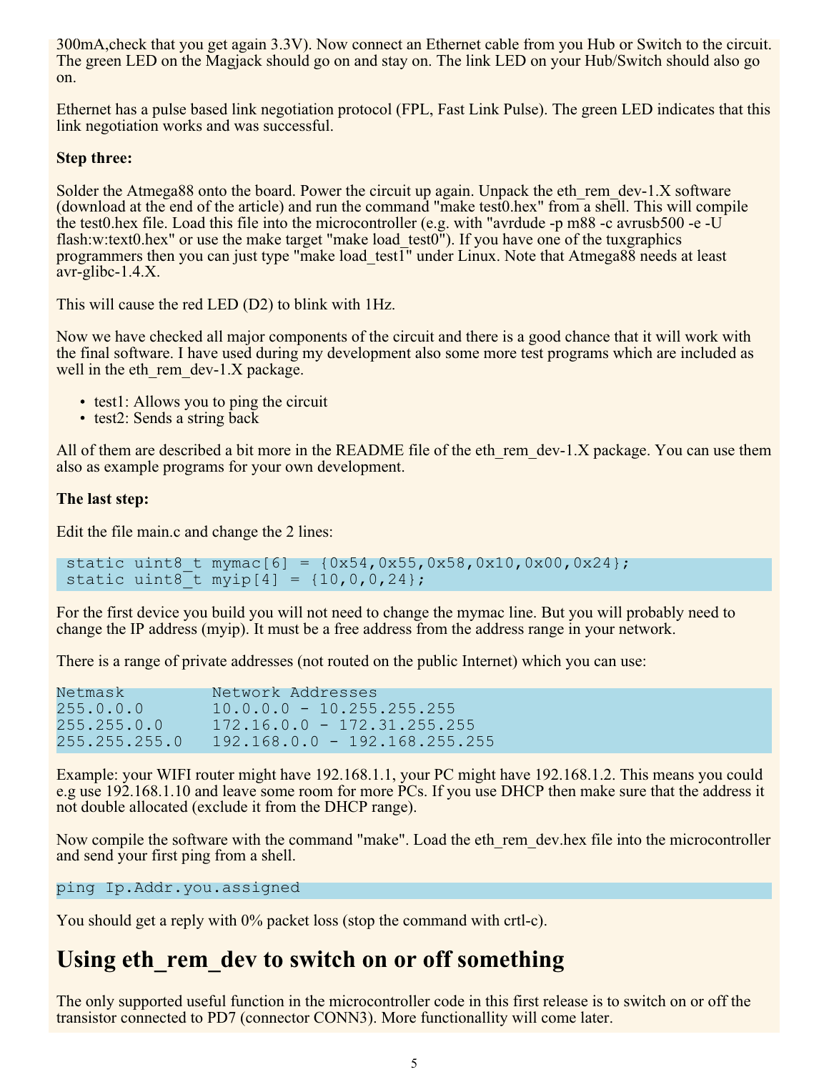300mA,check that you get again 3.3V). Now connect an Ethernet cable from you Hub or Switch to the circuit. The green LED on the Magjack should go on and stay on. The link LED on your Hub/Switch should also go on.

Ethernet has a pulse based link negotiation protocol (FPL, Fast Link Pulse). The green LED indicates that this link negotiation works and was successful.

**Step three:**

Solder the Atmega88 onto the board. Power the circuit up again. Unpack the eth_rem_dev-1.X software (download at the end of the article) and run the command "make test0.hex" from a shell. This will compile the test0.hex file. Load this file into the microcontroller (e.g. with "avrdude -p m88 -c avrusb500 -e -U flash:w:text0.hex" or use the make target "make load_test0"). If you have one of the tuxgraphics programmers then you can just type "make load_test1" under Linux. Note that Atmega88 needs at least avr-glibc-1.4.X.

This will cause the red LED (D2) to blink with 1Hz.

Now we have checked all major components of the circuit and there is a good chance that it will work with the final software. I have used during my development also some more test programs which are included as well in the eth_rem_dev-1.X package.

- test1: Allows you to ping the circuit
- test2: Sends a string back

All of them are described a bit more in the README file of the eth_rem_dev-1.X package. You can use them also as example programs for your own development.

**The last step:**

Edit the file main.c and change the 2 lines:

```
 static uint8_t mymac[6] = {0x54,0x55,0x58,0x10,0x00,0x24};
 static uint8_t myip[4] = {10,0,0,24};
```

For the first device you build you will not need to change the mymac line. But you will probably need to change the IP address (myip). It must be a free address from the address range in your network.

There is a range of private addresses (not routed on the public Internet) which you can use:

```
Netmask          Network Addresses
255.0.0.0        10.0.0.0 - 10.255.255.255
255.255.0.0      172.16.0.0 - 172.31.255.255
255.255.255.0    192.168.0.0 - 192.168.255.255
```

Example: your WIFI router might have 192.168.1.1, your PC might have 192.168.1.2. This means you could e.g use 192.168.1.10 and leave some room for more PCs. If you use DHCP then make sure that the address it not double allocated (exclude it from the DHCP range).

Now compile the software with the command "make". Load the eth_rem_dev.hex file into the microcontroller and send your first ping from a shell.

```
ping Ip.Addr.you.assigned
```

You should get a reply with 0% packet loss (stop the command with crtl-c).

## Using eth_rem_dev to switch on or off something

The only supported useful function in the microcontroller code in this first release is to switch on or off the transistor connected to PD7 (connector CONN3). More functionallity will come later.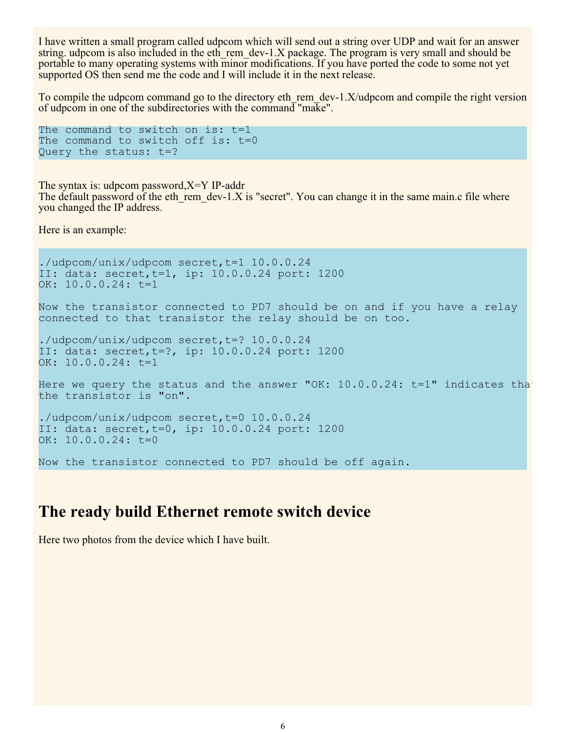I have written a small program called udpcom which will send out a string over UDP and wait for an answer string. udpcom is also included in the eth_rem_dev-1.X package. The program is very small and should be portable to many operating systems with minor modifications. If you have ported the code to some not yet supported OS then send me the code and I will include it in the next release.

To compile the udpcom command go to the directory eth_rem_dev-1.X/udpcom and compile the right version of udpcom in one of the subdirectories with the command "make".

```
The command to switch on is: t=1
The command to switch off is: t=0
Query the status: t=?
```

The syntax is: udpcom password,X=Y IP-addr
The default password of the eth_rem_dev-1.X is "secret". You can change it in the same main.c file where you changed the IP address.

Here is an example:

```
./udpcom/unix/udpcom secret,t=1 10.0.0.24
II: data: secret,t=1, ip: 10.0.0.24 port: 1200
OK: 10.0.0.24: t=1

Now the transistor connected to PD7 should be on and if you have a relay
connected to that transistor the relay should be on too.

./udpcom/unix/udpcom secret,t=? 10.0.0.24
II: data: secret,t=?, ip: 10.0.0.24 port: 1200
OK: 10.0.0.24: t=1

Here we query the status and the answer "OK: 10.0.0.24: t=1" indicates that
the transistor is "on".

./udpcom/unix/udpcom secret,t=0 10.0.0.24
II: data: secret,t=0, ip: 10.0.0.24 port: 1200
OK: 10.0.0.24: t=0

Now the transistor connected to PD7 should be off again.
```

## The ready build Ethernet remote switch device

Here two photos from the device which I have built.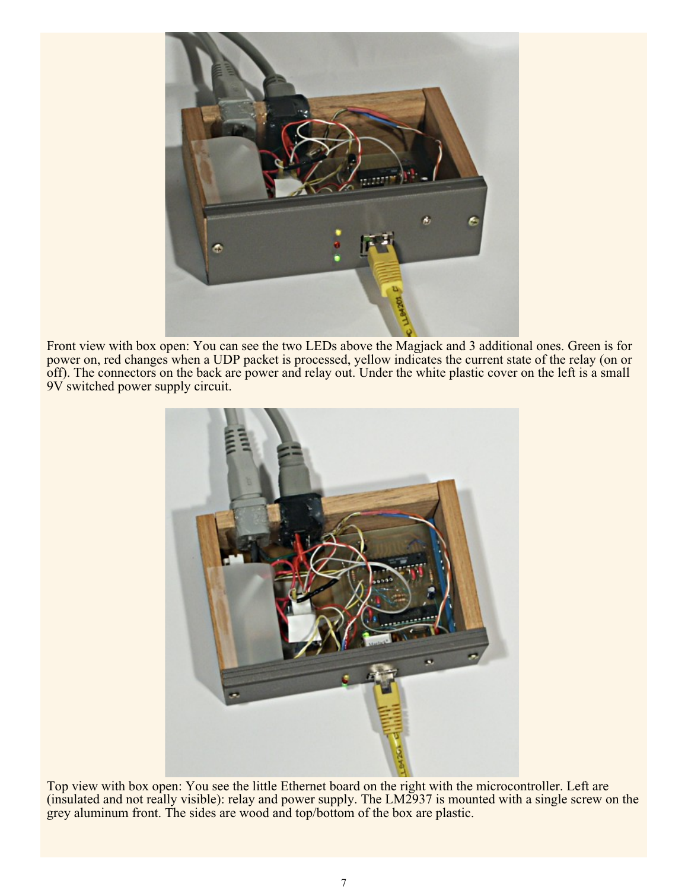Front view with box open: You can see the two LEDs above the Magjack and 3 additional ones. Green is for power on, red changes when a UDP packet is processed, yellow indicates the current state of the relay (on or off). The connectors on the back are power and relay out. Under the white plastic cover on the left is a small 9V switched power supply circuit.

Top view with box open: You see the little Ethernet board on the right with the microcontroller. Left are (insulated and not really visible): relay and power supply. The LM2937 is mounted with a single screw on the grey aluminum front. The sides are wood and top/bottom of the box are plastic.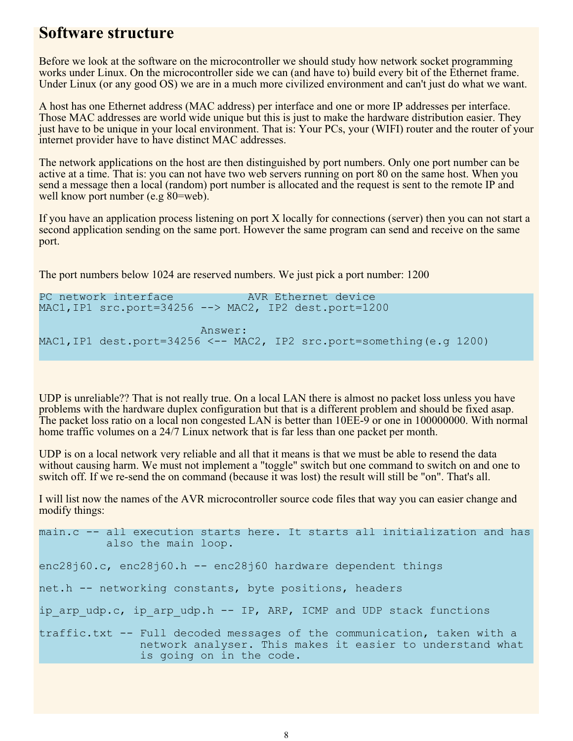# Software structure

Before we look at the software on the microcontroller we should study how network socket programming works under Linux. On the microcontroller side we can (and have to) build every bit of the Ethernet frame. Under Linux (or any good OS) we are in a much more civilized environment and can't just do what we want.

A host has one Ethernet address (MAC address) per interface and one or more IP addresses per interface. Those MAC addresses are world wide unique but this is just to make the hardware distribution easier. They just have to be unique in your local environment. That is: Your PCs, your (WIFI) router and the router of your internet provider have to have distinct MAC addresses.

The network applications on the host are then distinguished by port numbers. Only one port number can be active at a time. That is: you can not have two web servers running on port 80 on the same host. When you send a message then a local (random) port number is allocated and the request is sent to the remote IP and well know port number (e.g 80=web).

If you have an application process listening on port X locally for connections (server) then you can not start a second application sending on the same port. However the same program can send and receive on the same port.

The port numbers below 1024 are reserved numbers. We just pick a port number: 1200

```
PC network interface           AVR Ethernet device
MAC1,IP1 src.port=34256 --> MAC2, IP2 dest.port=1200

                        Answer:
MAC1,IP1 dest.port=34256 <-- MAC2, IP2 src.port=something(e.g 1200)
```

UDP is unreliable?? That is not really true. On a local LAN there is almost no packet loss unless you have problems with the hardware duplex configuration but that is a different problem and should be fixed asap. The packet loss ratio on a local non congested LAN is better than 10EE-9 or one in 100000000. With normal home traffic volumes on a 24/7 Linux network that is far less than one packet per month.

UDP is on a local network very reliable and all that it means is that we must be able to resend the data without causing harm. We must not implement a "toggle" switch but one command to switch on and one to switch off. If we re-send the on command (because it was lost) the result will still be "on". That's all.

I will list now the names of the AVR microcontroller source code files that way you can easier change and modify things:

```
main.c -- all execution starts here. It starts all initialization and has
          also the main loop.

enc28j60.c, enc28j60.h -- enc28j60 hardware dependent things

net.h -- networking constants, byte positions, headers

ip_arp_udp.c, ip_arp_udp.h -- IP, ARP, ICMP and UDP stack functions

traffic.txt -- Full decoded messages of the communication, taken with a
               network analyser. This makes it easier to understand what
               is going on in the code.
```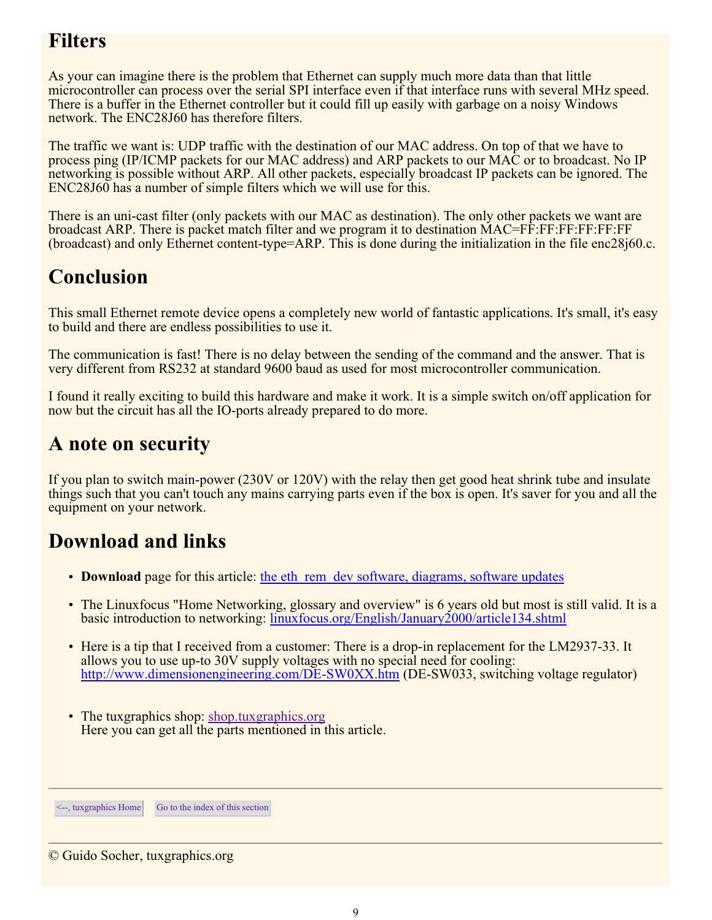## Filters

As your can imagine there is the problem that Ethernet can supply much more data than that little microcontroller can process over the serial SPI interface even if that interface runs with several MHz speed. There is a buffer in the Ethernet controller but it could fill up easily with garbage on a noisy Windows network. The ENC28J60 has therefore filters.

The traffic we want is: UDP traffic with the destination of our MAC address. On top of that we have to process ping (IP/ICMP packets for our MAC address) and ARP packets to our MAC or to broadcast. No IP networking is possible without ARP. All other packets, especially broadcast IP packets can be ignored. The ENC28J60 has a number of simple filters which we will use for this.

There is an uni-cast filter (only packets with our MAC as destination). The only other packets we want are broadcast ARP. There is packet match filter and we program it to destination MAC=FF:FF:FF:FF:FF:FF (broadcast) and only Ethernet content-type=ARP. This is done during the initialization in the file enc28j60.c.

## Conclusion

This small Ethernet remote device opens a completely new world of fantastic applications. It's small, it's easy to build and there are endless possibilities to use it.

The communication is fast! There is no delay between the sending of the command and the answer. That is very different from RS232 at standard 9600 baud as used for most microcontroller communication.

I found it really exciting to build this hardware and make it work. It is a simple switch on/off application for now but the circuit has all the IO-ports already prepared to do more.

## A note on security

If you plan to switch main-power (230V or 120V) with the relay then get good heat shrink tube and insulate things such that you can't touch any mains carrying parts even if the box is open. It's saver for you and all the equipment on your network.

## Download and links

- **Download** page for this article: the eth_rem_dev software, diagrams, software updates
- The Linuxfocus "Home Networking, glossary and overview" is 6 years old but most is still valid. It is a basic introduction to networking: linuxfocus.org/English/January2000/article134.shtml
- Here is a tip that I received from a customer: There is a drop-in replacement for the LM2937-33. It allows you to use up-to 30V supply voltages with no special need for cooling: http://www.dimensionengineering.com/DE-SW0XX.htm (DE-SW033, switching voltage regulator)
- The tuxgraphics shop: shop.tuxgraphics.org
  Here you can get all the parts mentioned in this article.

---

<--, tuxgraphics Home | Go to the index of this section

---

© Guido Socher, tuxgraphics.org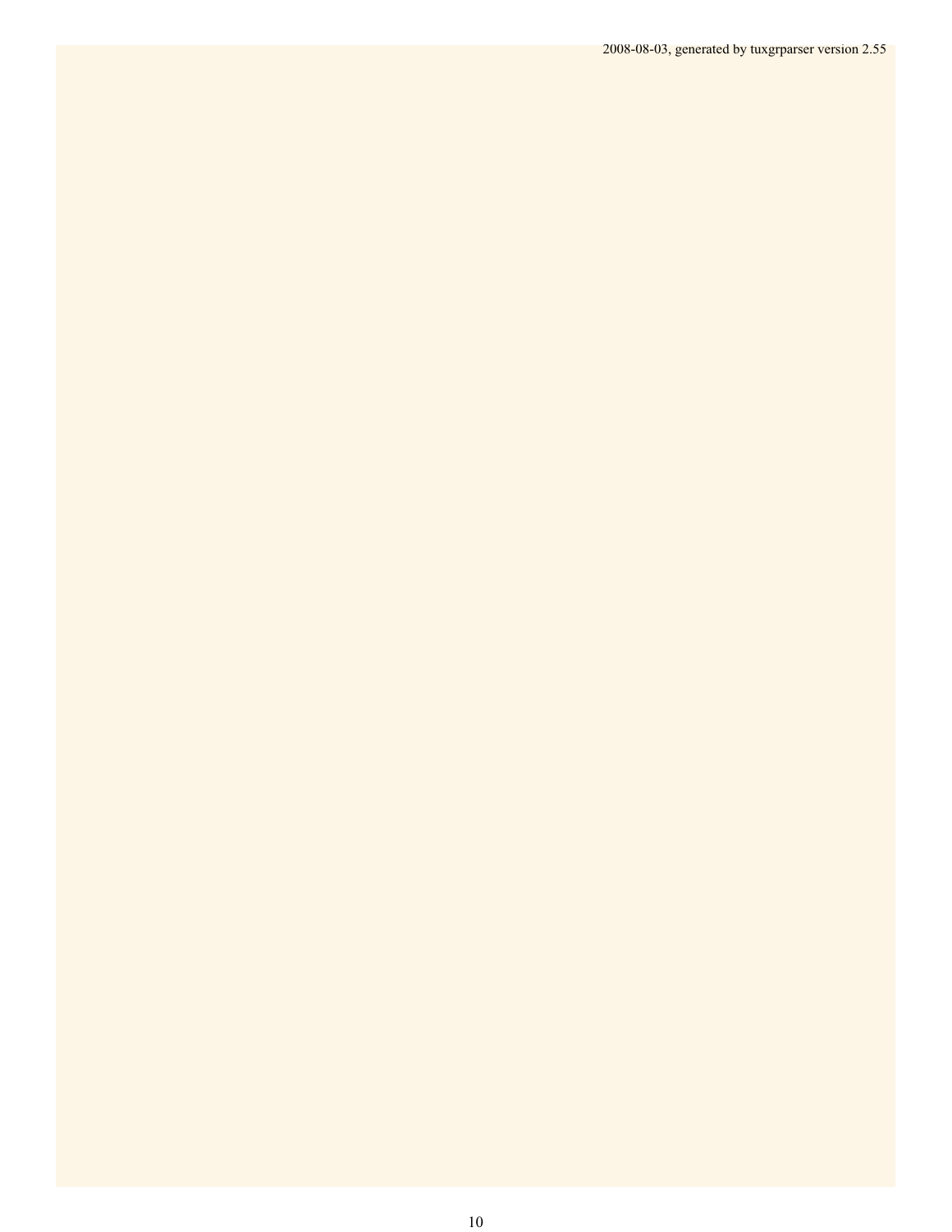2008-08-03, generated by tuxgrparser version 2.55